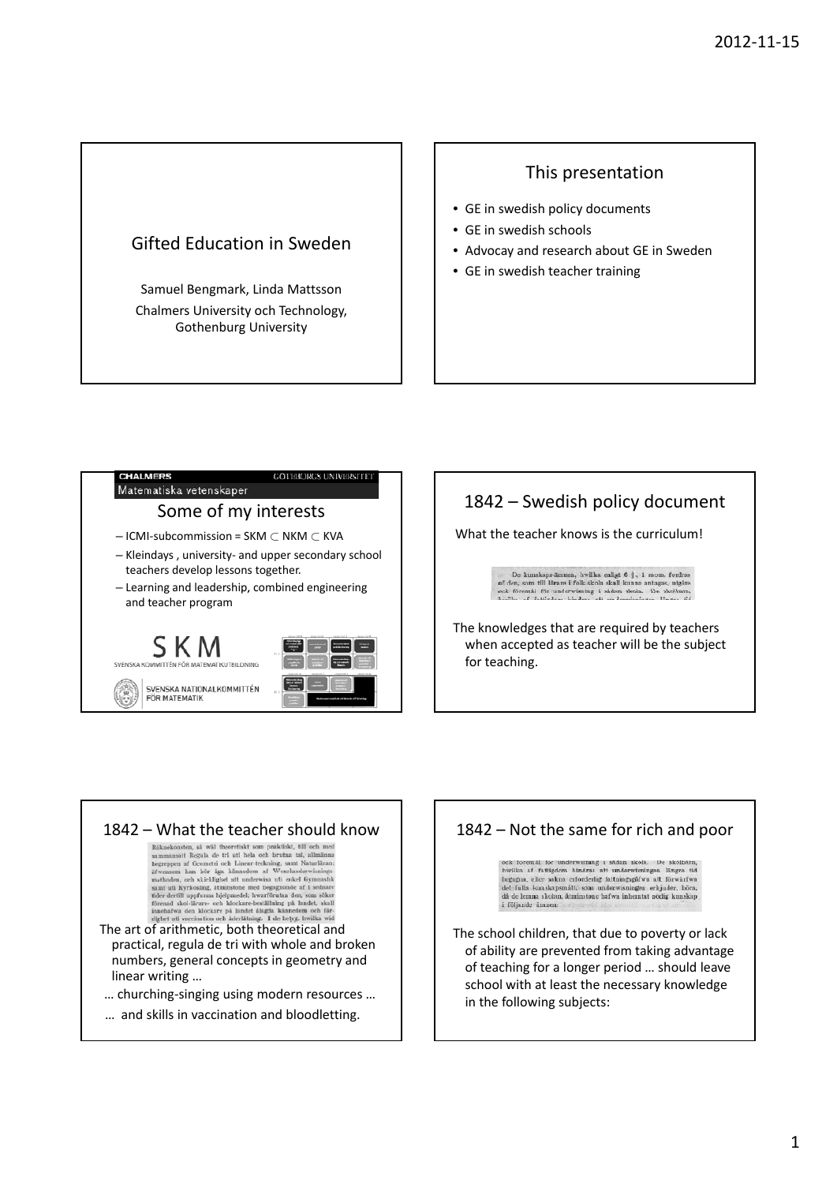# Gifted Education in Sweden

Samuel Bengmark, Linda Mattsson

Chalmers University och Technology, Gothenburg University

## This presentation

- GE in swedish policy documents
- GE in swedish schools
- Advocay and research about GE in Sweden
- GE in swedish teacher training

## Some of my interests

CHALMERS GÖTEBORGS UNIVERSITET

Matematiska vetenskaper

- ICMI-subcommission = SKM $\subset$ NKM $\subset$ KVA
- Kleindays , university- and upper secondary school teachers develop lessons together.
- Learning and leadership, combined engineering and teacher program

SKM SVENSKA KOMMITTÉN FÖR MATEMATIKUTBILDNING

SVENSKA NATIONALKOMMITTÉN FÖR MATEMATIK

## 1842 – Swedish policy document

What the teacher knows is the curriculum!

De kunskaps-ämnen, hwilka enligt 6 §., 1 mom. fordras af den, som till lärare i folk-skola skall kunna antagas, utgöra ock föremål för underwisning i sådan skola.

The knowledges that are required by teachers when accepted as teacher will be the subject for teaching.

## 1842 – What the teacher should know

Räknekonsten, så wäl theoretiskt som praktiskt, till och med sammansatt Regula de tri uti hela och brutna tal, allmänna begreppen af Geometri och Linear-teckning, samt Naturläran; äfwensom han bör äga kännedom af Wexelunderwisnings-methoden, och skicklighet att underwisa uti enkel Gymnastik samt uti Kyrkosång, åtminstone med begagnande af i sednare tider dertill uppfunna hjelpmedel; hwarförutan den, som söker förenad skol-lärare- och klockare-beställning på landet, skall innehafwa den klockare på landet åligga kännedom och färdighet uti vaccination och åderlåtning. I de belyg, hwilka wid

The art of arithmetic, both theoretical and practical, regula de tri with whole and broken numbers, general concepts in geometry and linear writing …

… churching-singing using modern resources …

… and skills in vaccination and bloodletting.

## 1842 – Not the same for rich and poor

ock föremål för underwisning i sådan skola. De skolbarn, hwilka af fattigdom hindras att underwisningen längre tid begagna, eller sakna erforderlig fattningsgåfwa att förwärfwa det fulla kunskapsmått, som underwisningen erbjuder, böra, då de lemna skolan, åtminstone hafwa inhemtat nödig kunskap i följande ämnen:

The school children, that due to poverty or lack of ability are prevented from taking advantage of teaching for a longer period … should leave school with at least the necessary knowledge in the following subjects: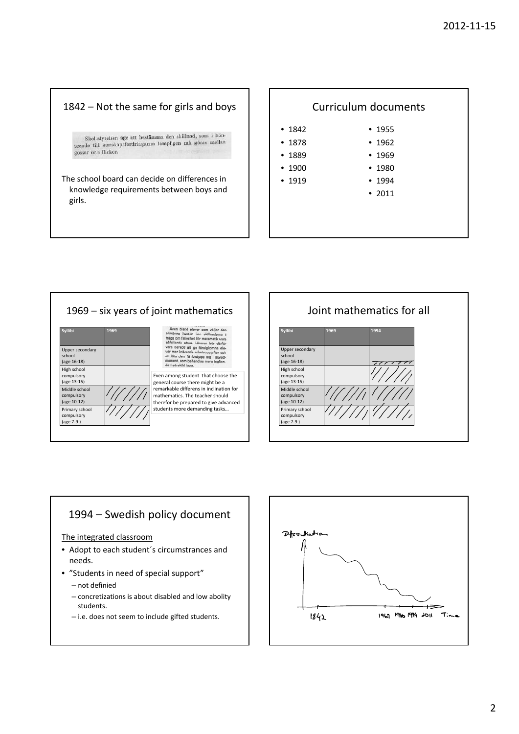## 1842 – Not the same for girls and boys

Skol-styrelsen äge att bestämma den skillnad, som i hänseende till kunskapsfordringarna lämpligen må göras mellan gossar och flickor.

The school board can decide on differences in knowledge requirements between boys and girls.

## Curriculum documents

- 1842
- 1878
- 1889
- 1900
- 1919
- 1955
- 1962
- 1969
- 1980
- 1994
- 2011

## 1969 – six years of joint mathematics

| Syllibi | 1969 |
|---|---|
| Upper secondary school (age 16-18) | |
| High school compulsory (age 13-15) | |
| Middle school compulsory (age 10-12) | ////// |
| Primary school compulsory (age 7-9 ) | ////// |

Även bland elever som väljer den allmänna kursen kan skillnaderna i fråga om fallenhet för matematik vara påfallande stora. Läraren bör därför vara beredd att ge förslagkomna elever mer krävande arbetsuppgifter och att låta dem få fördjupa sig i huvudmoment, som behandlas mera ingående i särskild kurs.

Even among student that choose the general course there might be a remarkable differens in inclination for mathematics. The teacher should therefor be prepared to give advanced students more demanding tasks…

## Joint mathematics for all

| Syllibi | 1969 | 1994 |
|---|---|---|
| Upper secondary school (age 16-18) | | /////// |
| High school compulsory (age 13-15) | | ////// |
| Middle school compulsory (age 10-12) | ////// | ////// |
| Primary school compulsory (age 7-9 ) | ////// | ////// |

## 1994 – Swedish policy document

The integrated classroom

- Adopt to each student´s circumstrances and needs.
- ”Students in need of special support”
  - not definied
  - concretizations is about disabled and low abolity students.
  - i.e. does not seem to include gifted students.

Differentiation

1842 1969 1980 1994 2011 Time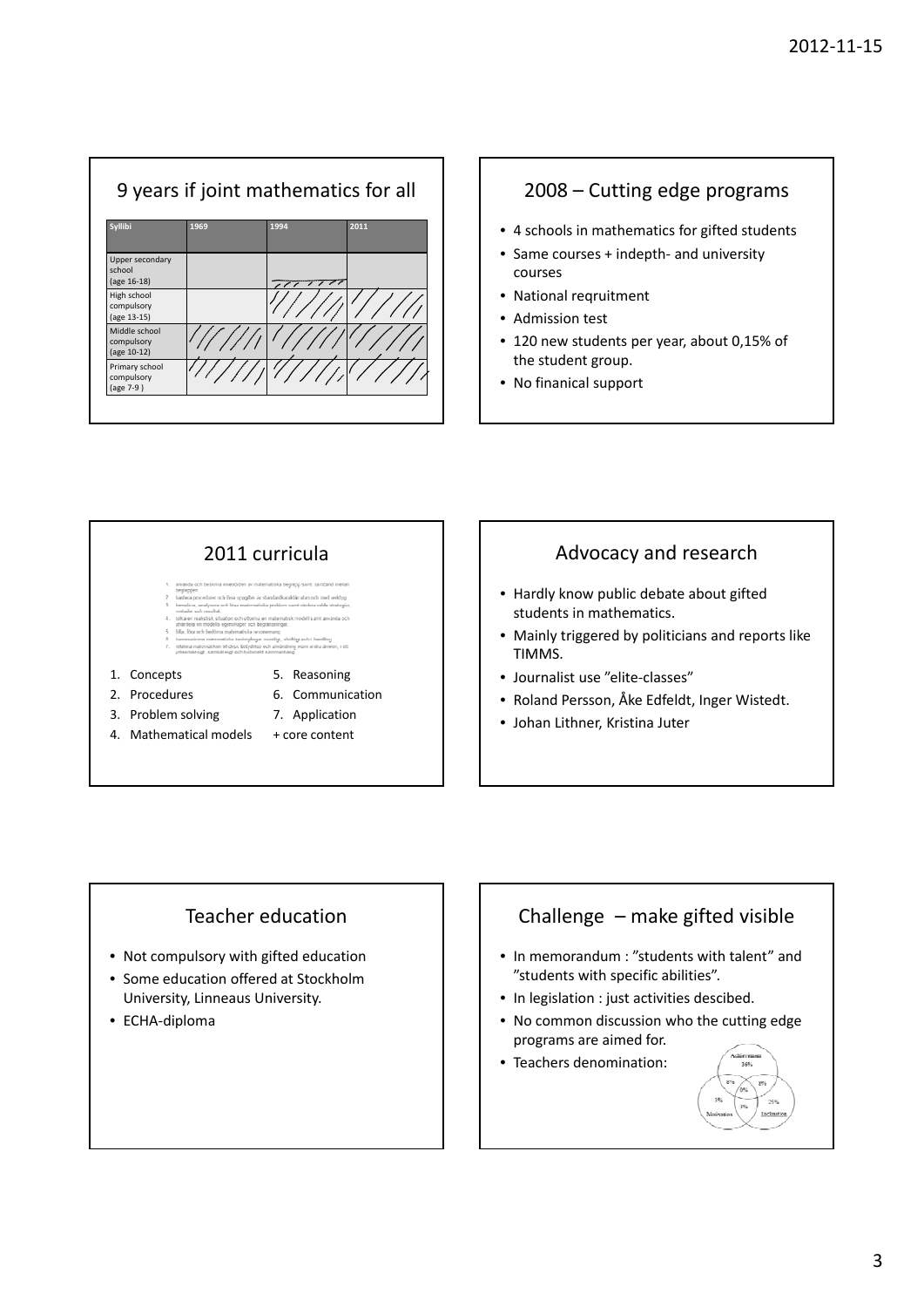## 9 years if joint mathematics for all

| Syllibi | 1969 | 1994 | 2011 |
|---|---|---|---|
| Upper secondary school (age 16-18) | | | |
| High school compulsory (age 13-15) | | | |
| Middle school compulsory (age 10-12) | | | |
| Primary school compulsory (age 7-9 ) | | | |

## 2008 – Cutting edge programs

- 4 schools in mathematics for gifted students
- Same courses + indepth- and university courses
- National reqruitment
- Admission test
- 120 new students per year, about 0,15% of the student group.
- No finanical support

## 2011 curricula

1. använda och beskriva innebörden av matematiska begrepp samt samband mellan begreppen
2. hantera procedurer och lösa uppgifter av standardkaraktär utan och med verktyg
3. formulera, analysera och lösa matematiska problem samt värdera valda strategier, metoder och resultat
4. tolka en realistisk situation och utforma en matematisk modell samt använda och utvärdera en modells egenskaper och begränsningar
5. följa, föra och bedöma matematiska resonemang
6. kommunicera matematiska tankegångar muntligt, skriftligt och i handling
7. relatera matematiken till dess betydelse och användning inom andra ämnen, i ett yrkesmässigt, samhälleligt och historiskt sammanhang.

1. Concepts
2. Procedures
3. Problem solving
4. Mathematical models
5. Reasoning
6. Communication
7. Application

+ core content

## Advocacy and research

- Hardly know public debate about gifted students in mathematics.
- Mainly triggered by politicians and reports like TIMMS.
- Journalist use "elite-classes"
- Roland Persson, Åke Edfeldt, Inger Wistedt.
- Johan Lithner, Kristina Juter

## Teacher education

- Not compulsory with gifted education
- Some education offered at Stockholm University, Linneaus University.
- ECHA-diploma

## Challenge – make gifted visible

- In memorandum : "students with talent" and "students with specific abilities".
- In legislation : just activities descibed.
- No common discussion who the cutting edge programs are aimed for.
- Teachers denomination:

Achievement 36%, Motivation, Inclination 25%, 8%, 8%, 3%, 5%, 8%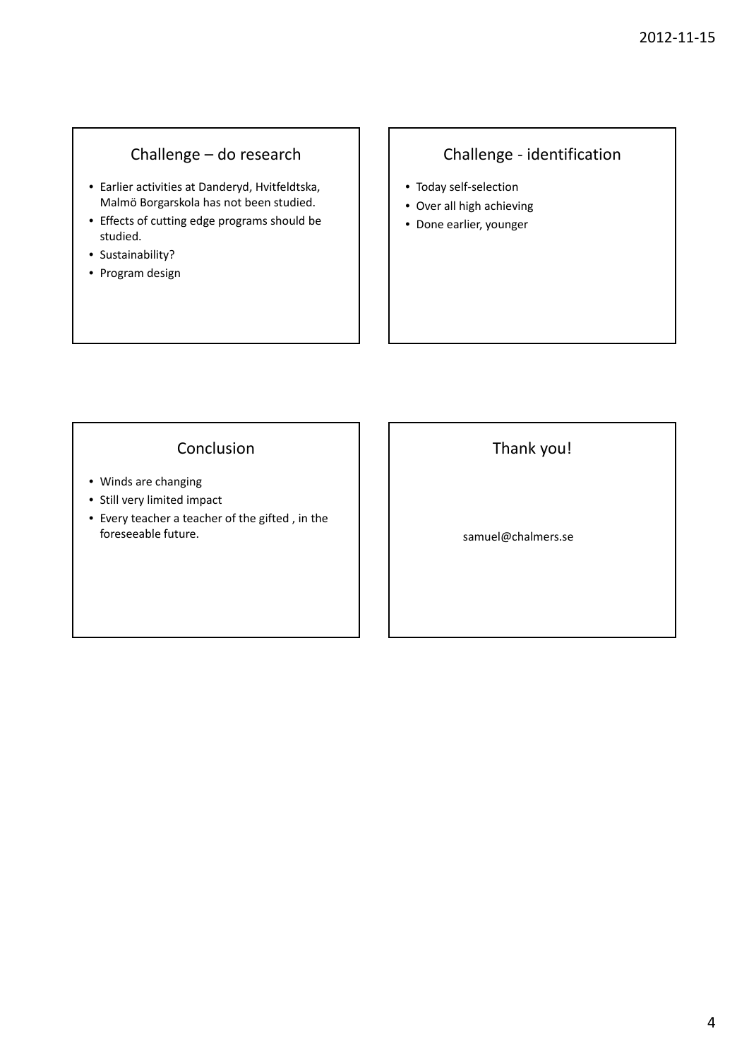## Challenge – do research

- Earlier activities at Danderyd, Hvitfeldtska, Malmö Borgarskola has not been studied.
- Effects of cutting edge programs should be studied.
- Sustainability?
- Program design

## Challenge - identification

- Today self-selection
- Over all high achieving
- Done earlier, younger

## Conclusion

- Winds are changing
- Still very limited impact
- Every teacher a teacher of the gifted , in the foreseeable future.

## Thank you!

samuel@chalmers.se